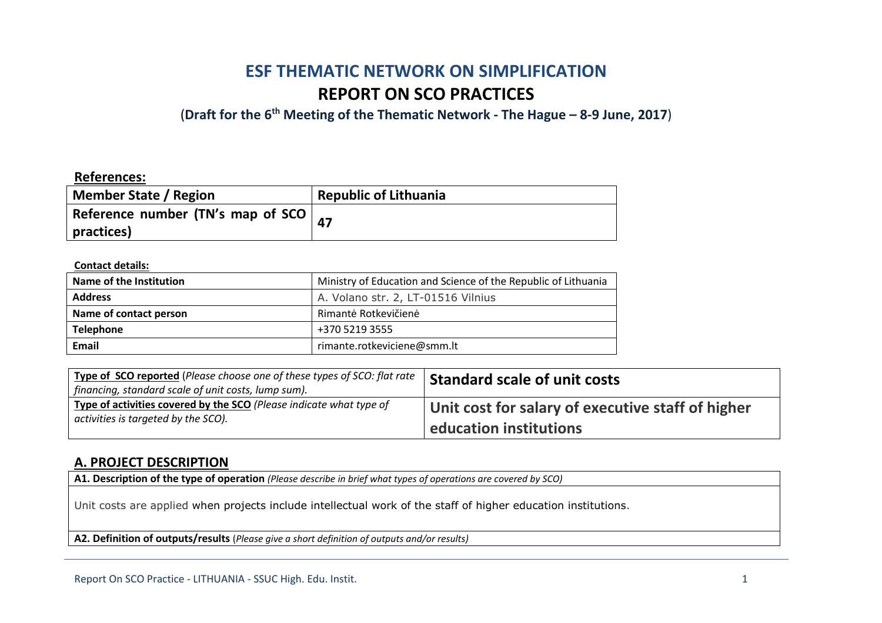# ESF THEMATIC NETWORK ON SIMPLIFICATION

## REPORT ON SCO PRACTICES

**(Draft for the 6th Meeting of the Thematic Network - The Hague – 8-9 June, 2017)**

**References:**

| **Member State / Region** | **Republic of Lithuania** |
|---|---|
| **Reference number (TN's map of SCO practices)** | **47** |

**Contact details:**

| **Name of the Institution** | Ministry of Education and Science of the Republic of Lithuania |
|---|---|
| **Address** | A. Volano str. 2, LT-01516 Vilnius |
| **Name of contact person** | Rimantė Rotkevičienė |
| **Telephone** | +370 5219 3555 |
| **Email** | rimante.rotkeviciene@smm.lt |

| **Type of SCO reported** *(Please choose one of these types of SCO: flat rate financing, standard scale of unit costs, lump sum).* | **Standard scale of unit costs** |
|---|---|
| **Type of activities covered by the SCO** *(Please indicate what type of activities is targeted by the SCO).* | **Unit cost for salary of executive staff of higher education institutions** |

## A. PROJECT DESCRIPTION

| **A1. Description of the type of operation** *(Please describe in brief what types of operations are covered by SCO)* |
|---|
| Unit costs are applied when projects include intellectual work of the staff of higher education institutions. |
| **A2. Definition of outputs/results** *(Please give a short definition of outputs and/or results)* |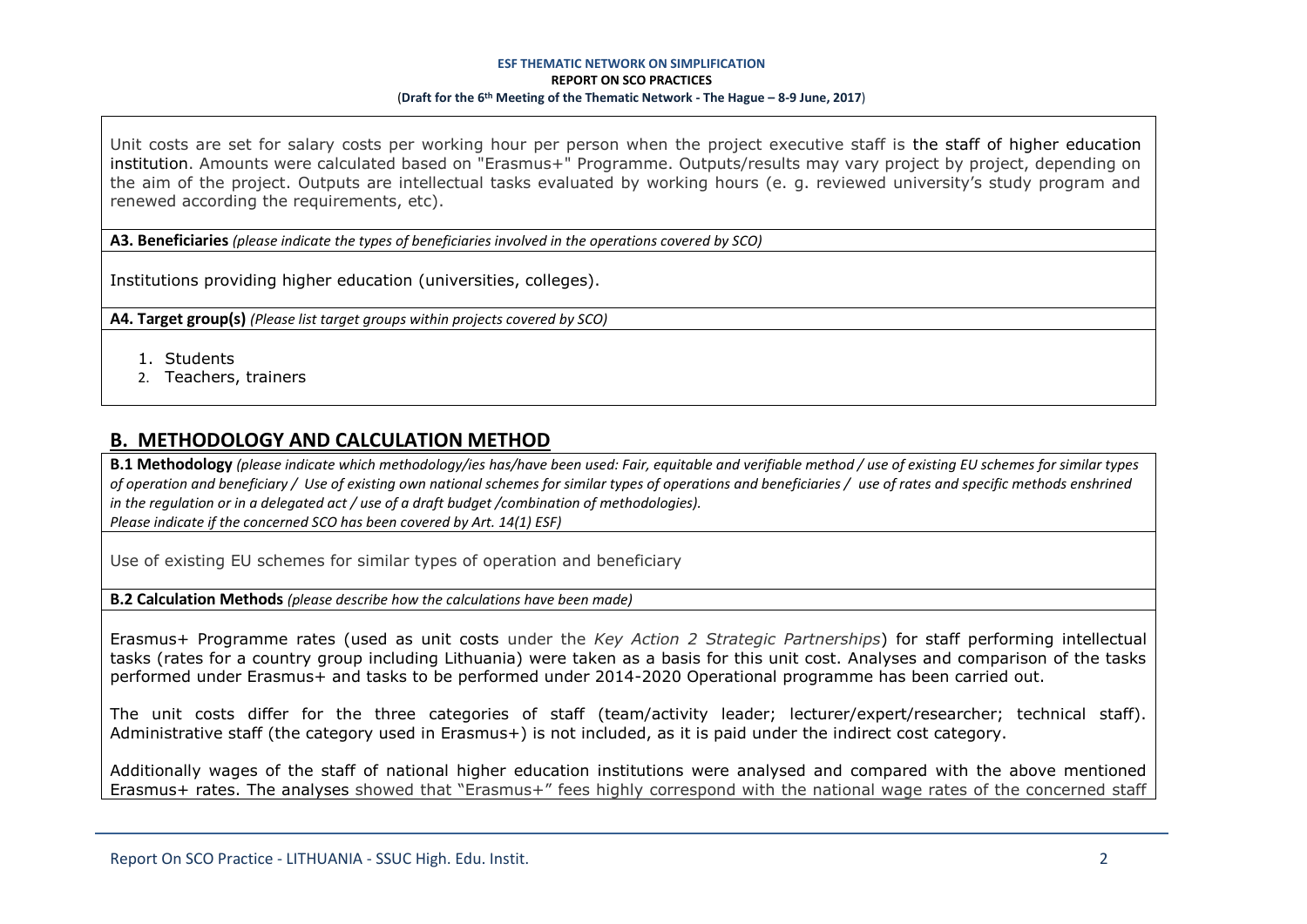Unit costs are set for salary costs per working hour per person when the project executive staff is the staff of higher education institution. Amounts were calculated based on "Erasmus+" Programme. Outputs/results may vary project by project, depending on the aim of the project. Outputs are intellectual tasks evaluated by working hours (e. g. reviewed university's study program and renewed according the requirements, etc).

**A3. Beneficiaries** *(please indicate the types of beneficiaries involved in the operations covered by SCO)*

Institutions providing higher education (universities, colleges).

**A4. Target group(s)** *(Please list target groups within projects covered by SCO)*

1. Students
2. Teachers, trainers

## B. METHODOLOGY AND CALCULATION METHOD

**B.1 Methodology** *(please indicate which methodology/ies has/have been used: Fair, equitable and verifiable method / use of existing EU schemes for similar types of operation and beneficiary / Use of existing own national schemes for similar types of operations and beneficiaries / use of rates and specific methods enshrined in the regulation or in a delegated act / use of a draft budget /combination of methodologies).*
*Please indicate if the concerned SCO has been covered by Art. 14(1) ESF)*

Use of existing EU schemes for similar types of operation and beneficiary

**B.2 Calculation Methods** *(please describe how the calculations have been made)*

Erasmus+ Programme rates (used as unit costs under the *Key Action 2 Strategic Partnerships*) for staff performing intellectual tasks (rates for a country group including Lithuania) were taken as a basis for this unit cost. Analyses and comparison of the tasks performed under Erasmus+ and tasks to be performed under 2014-2020 Operational programme has been carried out.

The unit costs differ for the three categories of staff (team/activity leader; lecturer/expert/researcher; technical staff). Administrative staff (the category used in Erasmus+) is not included, as it is paid under the indirect cost category.

Additionally wages of the staff of national higher education institutions were analysed and compared with the above mentioned Erasmus+ rates. The analyses showed that "Erasmus+" fees highly correspond with the national wage rates of the concerned staff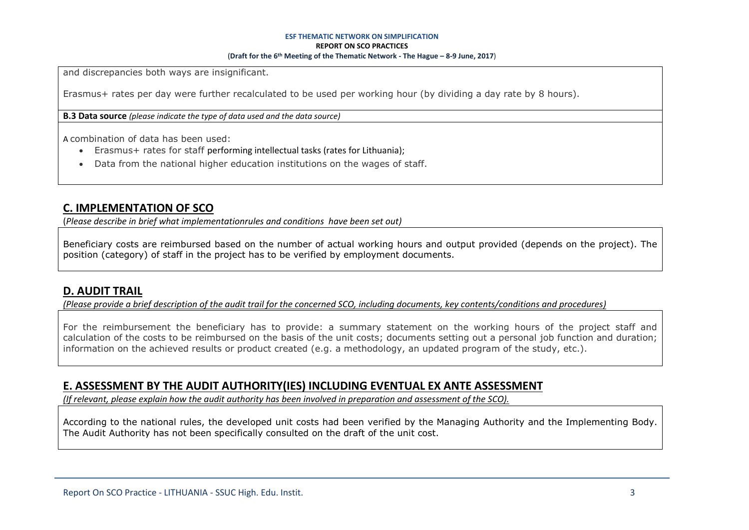and discrepancies both ways are insignificant.

Erasmus+ rates per day were further recalculated to be used per working hour (by dividing a day rate by 8 hours).

**B.3 Data source** *(please indicate the type of data used and the data source)*

A combination of data has been used:

- Erasmus+ rates for staff performing intellectual tasks (rates for Lithuania);
- Data from the national higher education institutions on the wages of staff.

## C. IMPLEMENTATION OF SCO

(*Please describe in brief what implementationrules and conditions have been set out)*

Beneficiary costs are reimbursed based on the number of actual working hours and output provided (depends on the project). The position (category) of staff in the project has to be verified by employment documents.

## D. AUDIT TRAIL

*(Please provide a brief description of the audit trail for the concerned SCO, including documents, key contents/conditions and procedures)*

For the reimbursement the beneficiary has to provide: a summary statement on the working hours of the project staff and calculation of the costs to be reimbursed on the basis of the unit costs; documents setting out a personal job function and duration; information on the achieved results or product created (e.g. a methodology, an updated program of the study, etc.).

## E. ASSESSMENT BY THE AUDIT AUTHORITY(IES) INCLUDING EVENTUAL EX ANTE ASSESSMENT

*(If relevant, please explain how the audit authority has been involved in preparation and assessment of the SCO).*

According to the national rules, the developed unit costs had been verified by the Managing Authority and the Implementing Body. The Audit Authority has not been specifically consulted on the draft of the unit cost.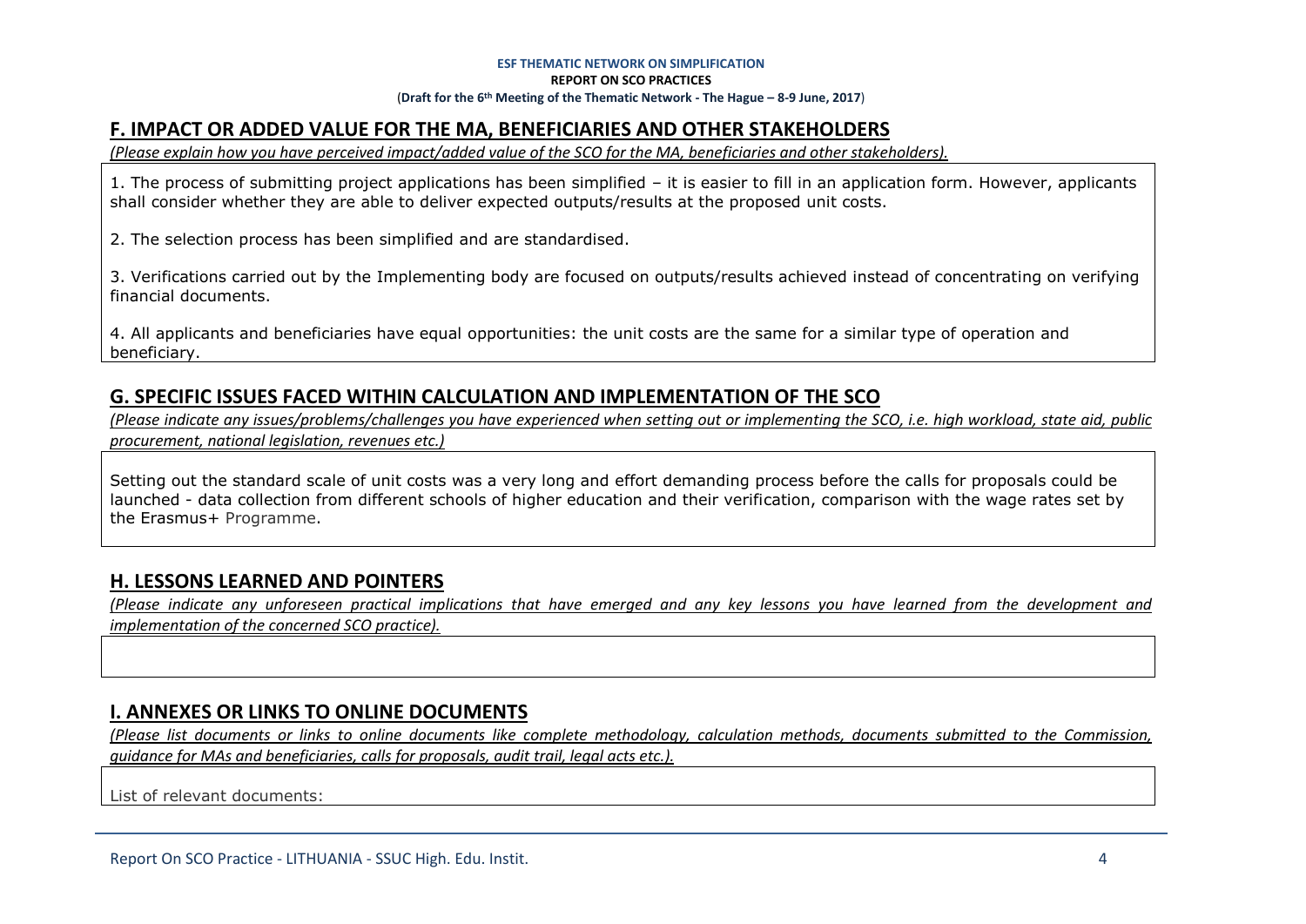## F. IMPACT OR ADDED VALUE FOR THE MA, BENEFICIARIES AND OTHER STAKEHOLDERS

*(Please explain how you have perceived impact/added value of the SCO for the MA, beneficiaries and other stakeholders).*

1. The process of submitting project applications has been simplified – it is easier to fill in an application form. However, applicants shall consider whether they are able to deliver expected outputs/results at the proposed unit costs.

2. The selection process has been simplified and are standardised.

3. Verifications carried out by the Implementing body are focused on outputs/results achieved instead of concentrating on verifying financial documents.

4. All applicants and beneficiaries have equal opportunities: the unit costs are the same for a similar type of operation and beneficiary.

## G. SPECIFIC ISSUES FACED WITHIN CALCULATION AND IMPLEMENTATION OF THE SCO

*(Please indicate any issues/problems/challenges you have experienced when setting out or implementing the SCO, i.e. high workload, state aid, public procurement, national legislation, revenues etc.)*

Setting out the standard scale of unit costs was a very long and effort demanding process before the calls for proposals could be launched - data collection from different schools of higher education and their verification, comparison with the wage rates set by the Erasmus+ Programme.

## H. LESSONS LEARNED AND POINTERS

*(Please indicate any unforeseen practical implications that have emerged and any key lessons you have learned from the development and implementation of the concerned SCO practice).*

## I. ANNEXES OR LINKS TO ONLINE DOCUMENTS

*(Please list documents or links to online documents like complete methodology, calculation methods, documents submitted to the Commission, guidance for MAs and beneficiaries, calls for proposals, audit trail, legal acts etc.).*

List of relevant documents: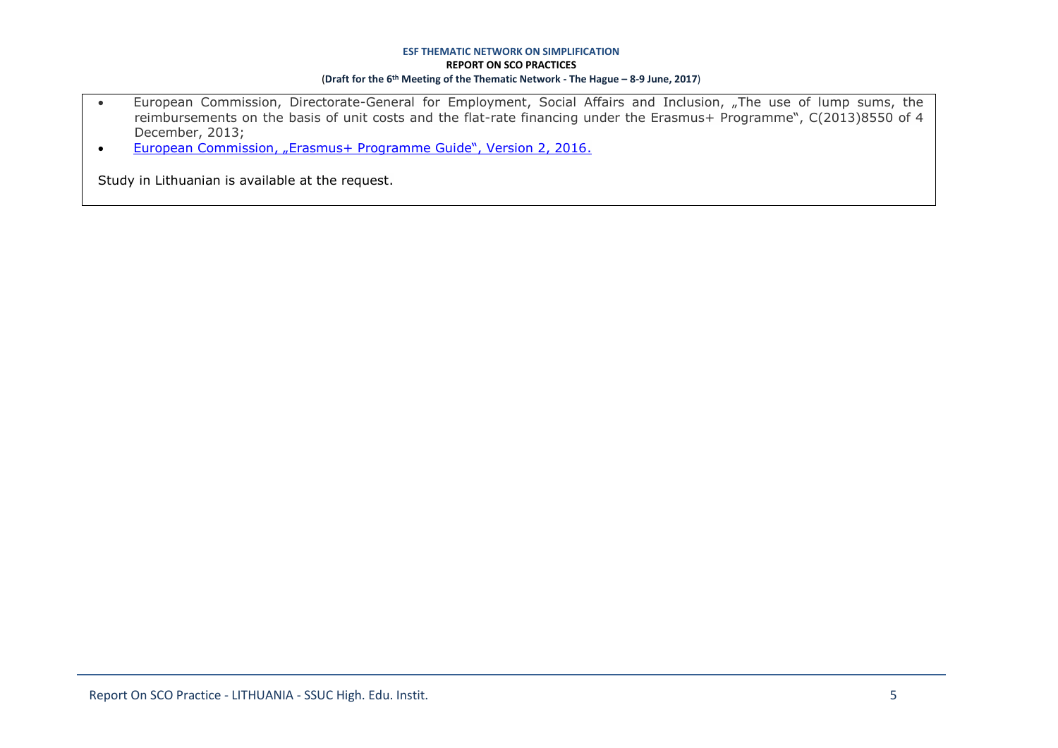- European Commission, Directorate-General for Employment, Social Affairs and Inclusion, „The use of lump sums, the reimbursements on the basis of unit costs and the flat-rate financing under the Erasmus+ Programme", C(2013)8550 of 4 December, 2013;
- European Commission, „Erasmus+ Programme Guide", Version 2, 2016.

Study in Lithuanian is available at the request.